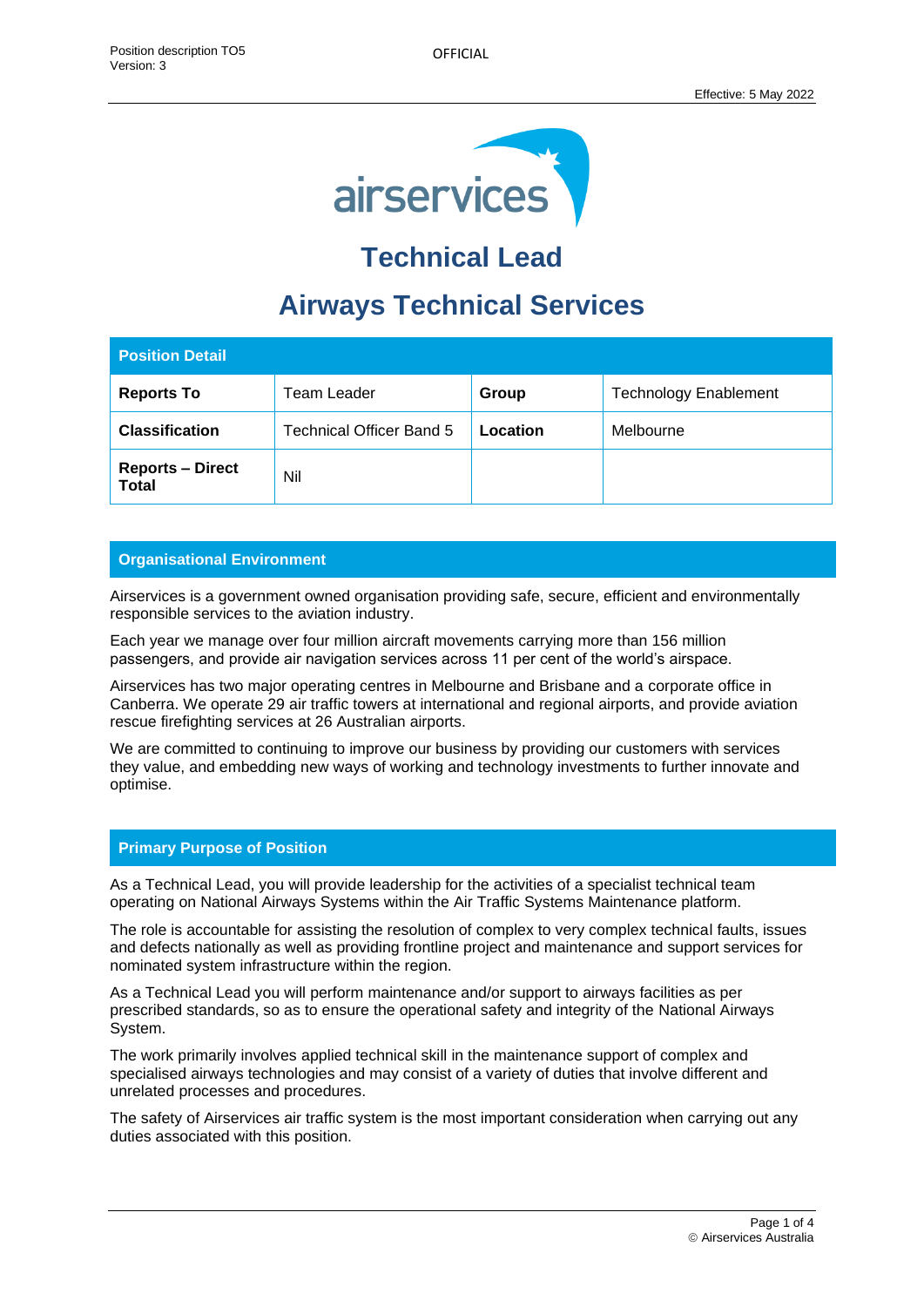# Technical Lead

# Airways Technical Services

| Position Detail | | | |
|---|---|---|---|
| **Reports To** | Team Leader | **Group** | Technology Enablement |
| **Classification** | Technical Officer Band 5 | **Location** | Melbourne |
| **Reports – Direct Total** | Nil | | |

## Organisational Environment

Airservices is a government owned organisation providing safe, secure, efficient and environmentally responsible services to the aviation industry.

Each year we manage over four million aircraft movements carrying more than 156 million passengers, and provide air navigation services across 11 per cent of the world's airspace.

Airservices has two major operating centres in Melbourne and Brisbane and a corporate office in Canberra. We operate 29 air traffic towers at international and regional airports, and provide aviation rescue firefighting services at 26 Australian airports.

We are committed to continuing to improve our business by providing our customers with services they value, and embedding new ways of working and technology investments to further innovate and optimise.

## Primary Purpose of Position

As a Technical Lead, you will provide leadership for the activities of a specialist technical team operating on National Airways Systems within the Air Traffic Systems Maintenance platform.

The role is accountable for assisting the resolution of complex to very complex technical faults, issues and defects nationally as well as providing frontline project and maintenance and support services for nominated system infrastructure within the region.

As a Technical Lead you will perform maintenance and/or support to airways facilities as per prescribed standards, so as to ensure the operational safety and integrity of the National Airways System.

The work primarily involves applied technical skill in the maintenance support of complex and specialised airways technologies and may consist of a variety of duties that involve different and unrelated processes and procedures.

The safety of Airservices air traffic system is the most important consideration when carrying out any duties associated with this position.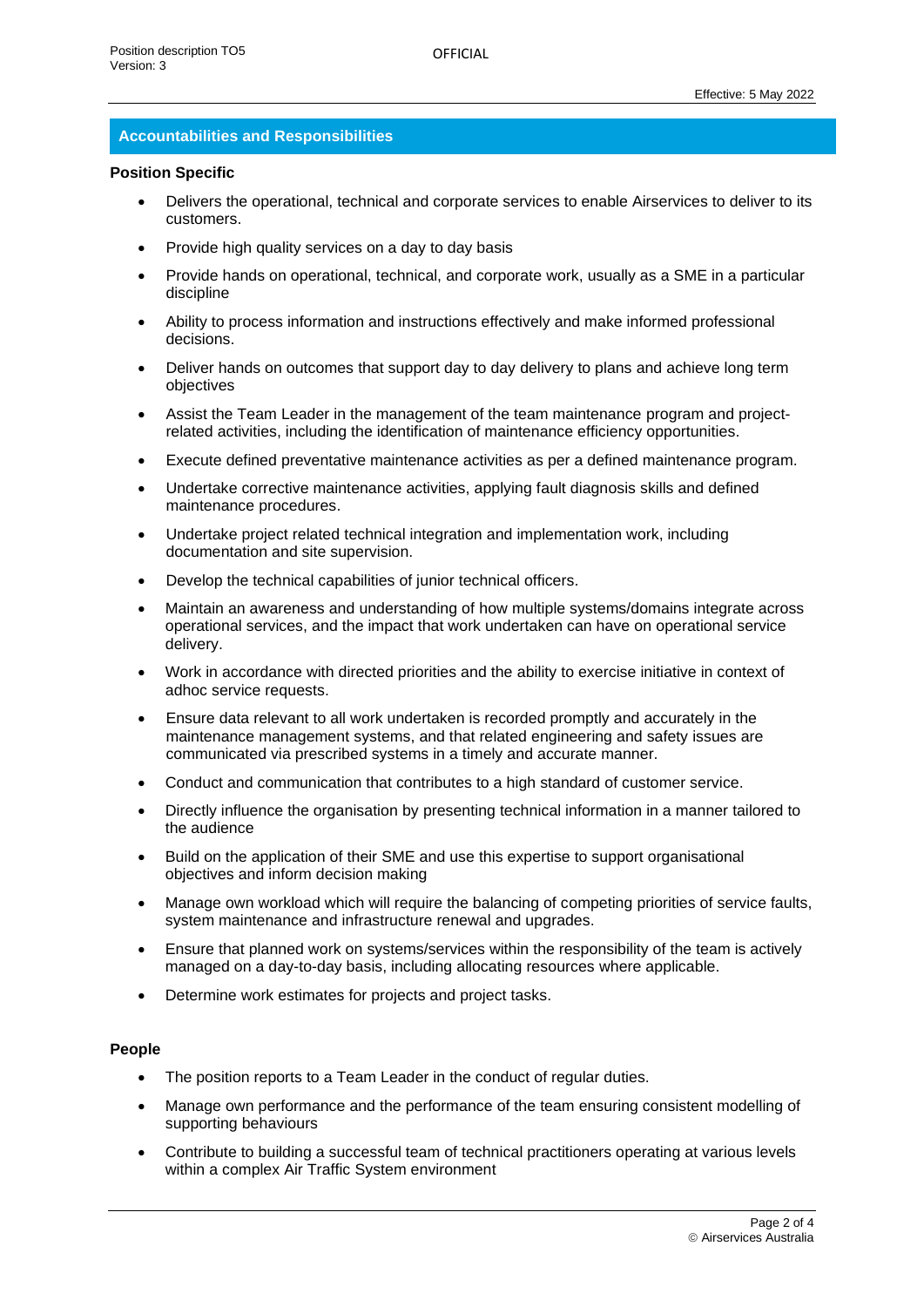## Accountabilities and Responsibilities

**Position Specific**

- Delivers the operational, technical and corporate services to enable Airservices to deliver to its customers.
- Provide high quality services on a day to day basis
- Provide hands on operational, technical, and corporate work, usually as a SME in a particular discipline
- Ability to process information and instructions effectively and make informed professional decisions.
- Deliver hands on outcomes that support day to day delivery to plans and achieve long term objectives
- Assist the Team Leader in the management of the team maintenance program and project-related activities, including the identification of maintenance efficiency opportunities.
- Execute defined preventative maintenance activities as per a defined maintenance program.
- Undertake corrective maintenance activities, applying fault diagnosis skills and defined maintenance procedures.
- Undertake project related technical integration and implementation work, including documentation and site supervision.
- Develop the technical capabilities of junior technical officers.
- Maintain an awareness and understanding of how multiple systems/domains integrate across operational services, and the impact that work undertaken can have on operational service delivery.
- Work in accordance with directed priorities and the ability to exercise initiative in context of adhoc service requests.
- Ensure data relevant to all work undertaken is recorded promptly and accurately in the maintenance management systems, and that related engineering and safety issues are communicated via prescribed systems in a timely and accurate manner.
- Conduct and communication that contributes to a high standard of customer service.
- Directly influence the organisation by presenting technical information in a manner tailored to the audience
- Build on the application of their SME and use this expertise to support organisational objectives and inform decision making
- Manage own workload which will require the balancing of competing priorities of service faults, system maintenance and infrastructure renewal and upgrades.
- Ensure that planned work on systems/services within the responsibility of the team is actively managed on a day-to-day basis, including allocating resources where applicable.
- Determine work estimates for projects and project tasks.

**People**

- The position reports to a Team Leader in the conduct of regular duties.
- Manage own performance and the performance of the team ensuring consistent modelling of supporting behaviours
- Contribute to building a successful team of technical practitioners operating at various levels within a complex Air Traffic System environment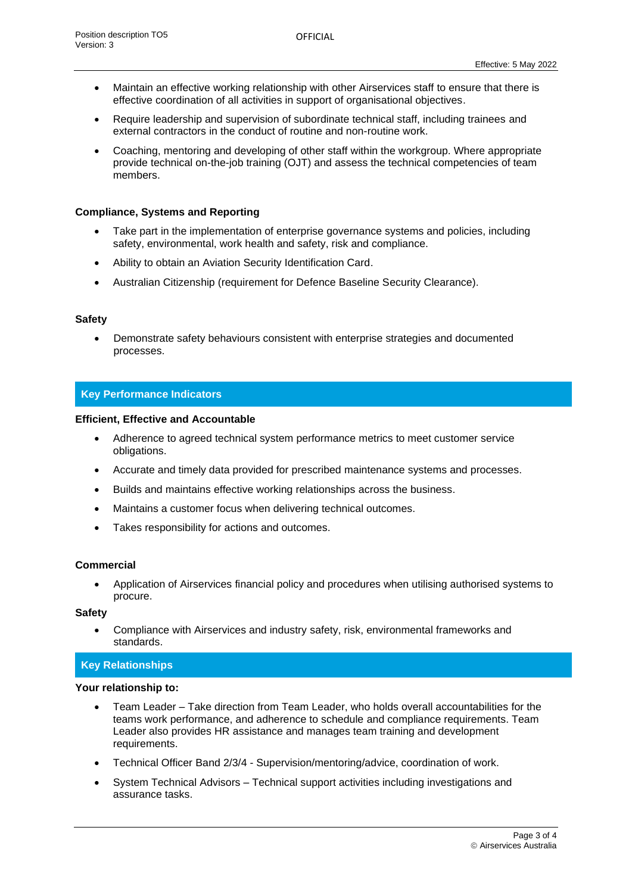- Maintain an effective working relationship with other Airservices staff to ensure that there is effective coordination of all activities in support of organisational objectives.
- Require leadership and supervision of subordinate technical staff, including trainees and external contractors in the conduct of routine and non-routine work.
- Coaching, mentoring and developing of other staff within the workgroup. Where appropriate provide technical on-the-job training (OJT) and assess the technical competencies of team members.

**Compliance, Systems and Reporting**

- Take part in the implementation of enterprise governance systems and policies, including safety, environmental, work health and safety, risk and compliance.
- Ability to obtain an Aviation Security Identification Card.
- Australian Citizenship (requirement for Defence Baseline Security Clearance).

**Safety**

- Demonstrate safety behaviours consistent with enterprise strategies and documented processes.

## Key Performance Indicators

**Efficient, Effective and Accountable**

- Adherence to agreed technical system performance metrics to meet customer service obligations.
- Accurate and timely data provided for prescribed maintenance systems and processes.
- Builds and maintains effective working relationships across the business.
- Maintains a customer focus when delivering technical outcomes.
- Takes responsibility for actions and outcomes.

**Commercial**

- Application of Airservices financial policy and procedures when utilising authorised systems to procure.

**Safety**

- Compliance with Airservices and industry safety, risk, environmental frameworks and standards.

## Key Relationships

**Your relationship to:**

- Team Leader – Take direction from Team Leader, who holds overall accountabilities for the teams work performance, and adherence to schedule and compliance requirements. Team Leader also provides HR assistance and manages team training and development requirements.
- Technical Officer Band 2/3/4 - Supervision/mentoring/advice, coordination of work.
- System Technical Advisors – Technical support activities including investigations and assurance tasks.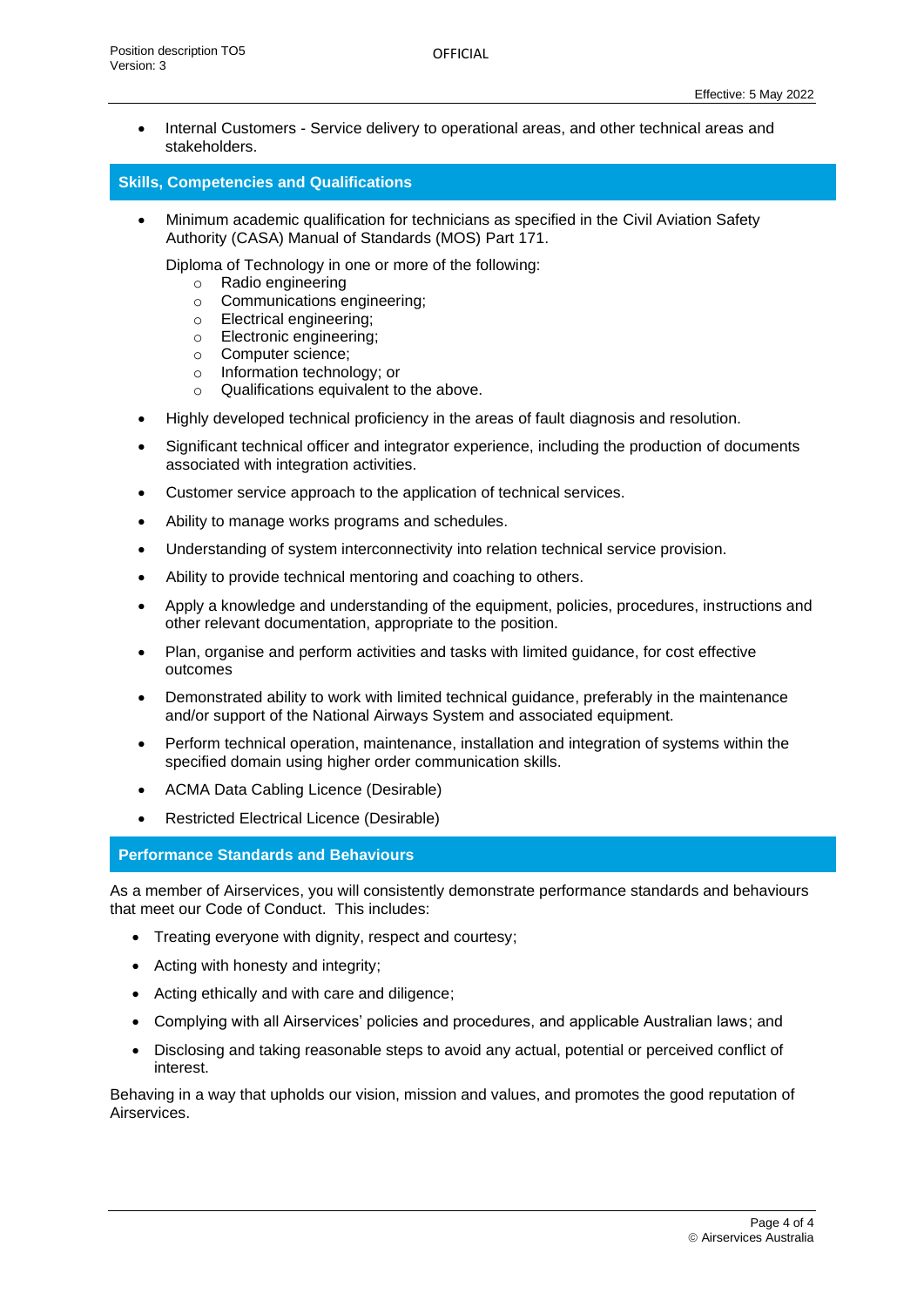- Internal Customers - Service delivery to operational areas, and other technical areas and stakeholders.

## Skills, Competencies and Qualifications

- Minimum academic qualification for technicians as specified in the Civil Aviation Safety Authority (CASA) Manual of Standards (MOS) Part 171.

  Diploma of Technology in one or more of the following:
    - Radio engineering
    - Communications engineering;
    - Electrical engineering;
    - Electronic engineering;
    - Computer science;
    - Information technology; or
    - Qualifications equivalent to the above.
- Highly developed technical proficiency in the areas of fault diagnosis and resolution.
- Significant technical officer and integrator experience, including the production of documents associated with integration activities.
- Customer service approach to the application of technical services.
- Ability to manage works programs and schedules.
- Understanding of system interconnectivity into relation technical service provision.
- Ability to provide technical mentoring and coaching to others.
- Apply a knowledge and understanding of the equipment, policies, procedures, instructions and other relevant documentation, appropriate to the position.
- Plan, organise and perform activities and tasks with limited guidance, for cost effective outcomes
- Demonstrated ability to work with limited technical guidance, preferably in the maintenance and/or support of the National Airways System and associated equipment.
- Perform technical operation, maintenance, installation and integration of systems within the specified domain using higher order communication skills.
- ACMA Data Cabling Licence (Desirable)
- Restricted Electrical Licence (Desirable)

## Performance Standards and Behaviours

As a member of Airservices, you will consistently demonstrate performance standards and behaviours that meet our Code of Conduct. This includes:

- Treating everyone with dignity, respect and courtesy;
- Acting with honesty and integrity;
- Acting ethically and with care and diligence;
- Complying with all Airservices' policies and procedures, and applicable Australian laws; and
- Disclosing and taking reasonable steps to avoid any actual, potential or perceived conflict of interest.

Behaving in a way that upholds our vision, mission and values, and promotes the good reputation of Airservices.